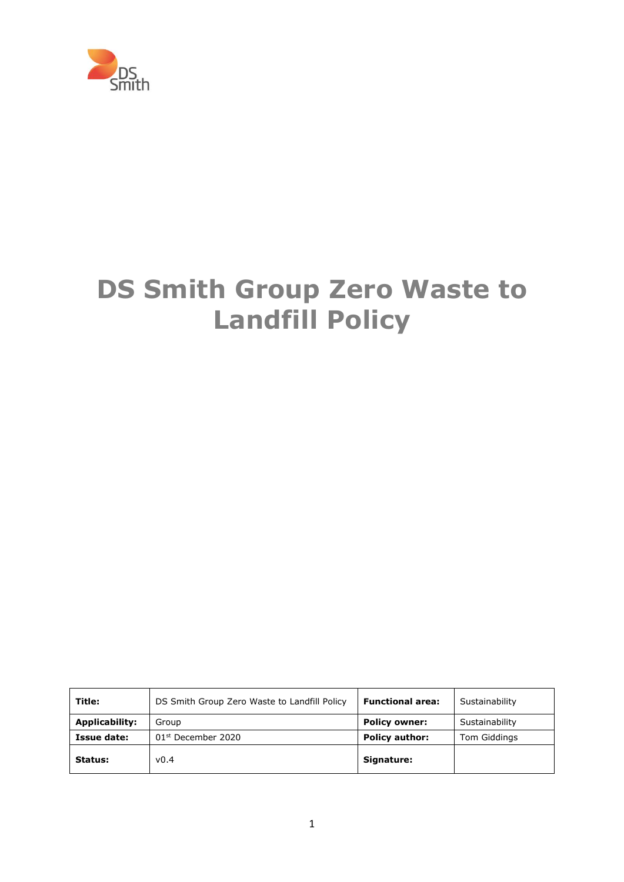DS Smith

# DS Smith Group Zero Waste to Landfill Policy

| **Title:** | DS Smith Group Zero Waste to Landfill Policy | **Functional area:** | Sustainability |
|---|---|---|---|
| **Applicability:** | Group | **Policy owner:** | Sustainability |
| **Issue date:** | 01st December 2020 | **Policy author:** | Tom Giddings |
| **Status:** | v0.4 | **Signature:** | |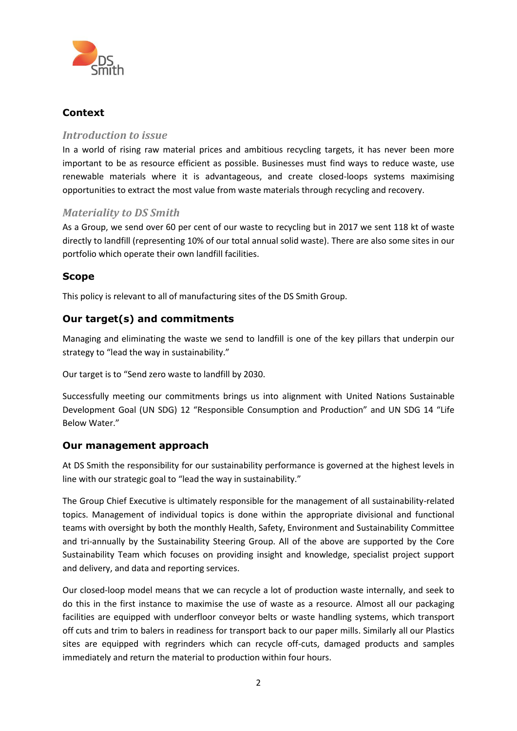## Context

### *Introduction to issue*

In a world of rising raw material prices and ambitious recycling targets, it has never been more important to be as resource efficient as possible. Businesses must find ways to reduce waste, use renewable materials where it is advantageous, and create closed-loops systems maximising opportunities to extract the most value from waste materials through recycling and recovery.

### *Materiality to DS Smith*

As a Group, we send over 60 per cent of our waste to recycling but in 2017 we sent 118 kt of waste directly to landfill (representing 10% of our total annual solid waste). There are also some sites in our portfolio which operate their own landfill facilities.

## Scope

This policy is relevant to all of manufacturing sites of the DS Smith Group.

## Our target(s) and commitments

Managing and eliminating the waste we send to landfill is one of the key pillars that underpin our strategy to "lead the way in sustainability."

Our target is to "Send zero waste to landfill by 2030.

Successfully meeting our commitments brings us into alignment with United Nations Sustainable Development Goal (UN SDG) 12 "Responsible Consumption and Production" and UN SDG 14 "Life Below Water."

## Our management approach

At DS Smith the responsibility for our sustainability performance is governed at the highest levels in line with our strategic goal to "lead the way in sustainability."

The Group Chief Executive is ultimately responsible for the management of all sustainability-related topics. Management of individual topics is done within the appropriate divisional and functional teams with oversight by both the monthly Health, Safety, Environment and Sustainability Committee and tri-annually by the Sustainability Steering Group. All of the above are supported by the Core Sustainability Team which focuses on providing insight and knowledge, specialist project support and delivery, and data and reporting services.

Our closed-loop model means that we can recycle a lot of production waste internally, and seek to do this in the first instance to maximise the use of waste as a resource. Almost all our packaging facilities are equipped with underfloor conveyor belts or waste handling systems, which transport off cuts and trim to balers in readiness for transport back to our paper mills. Similarly all our Plastics sites are equipped with regrinders which can recycle off-cuts, damaged products and samples immediately and return the material to production within four hours.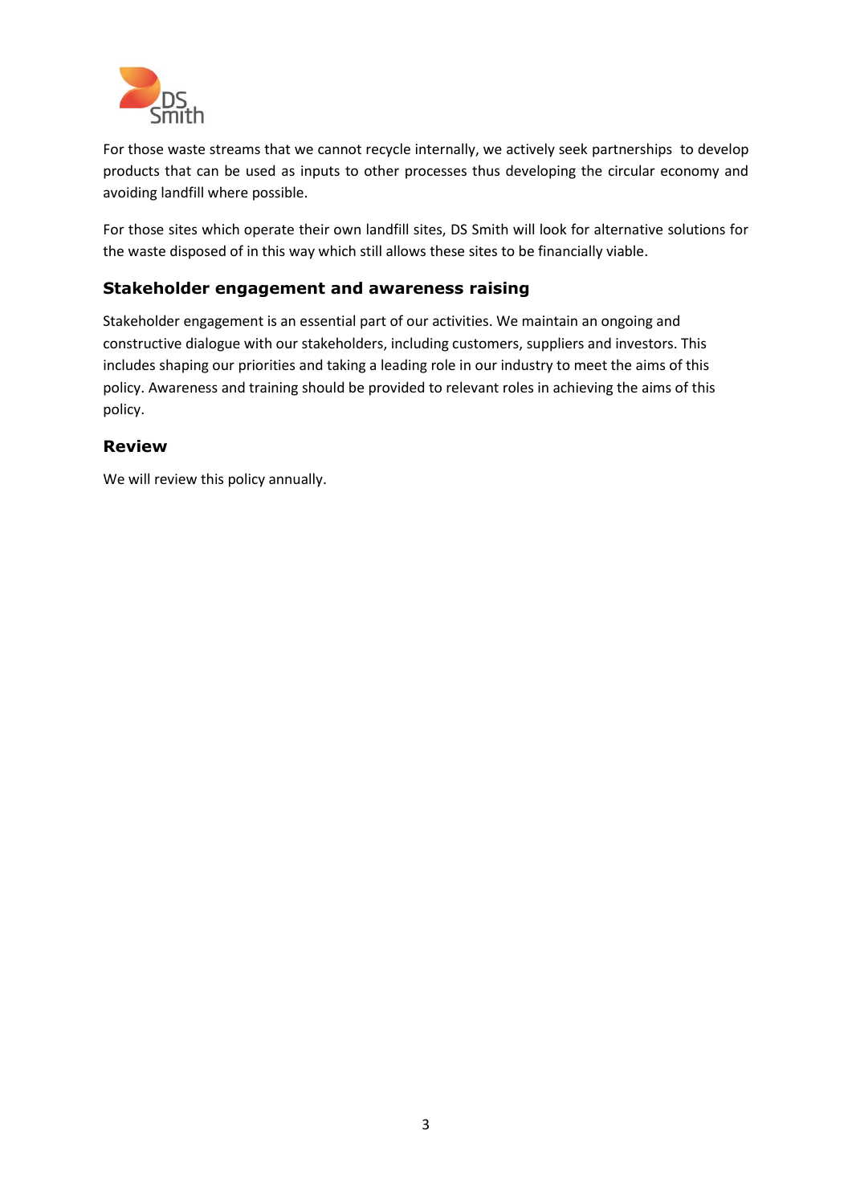For those waste streams that we cannot recycle internally, we actively seek partnerships to develop products that can be used as inputs to other processes thus developing the circular economy and avoiding landfill where possible.

For those sites which operate their own landfill sites, DS Smith will look for alternative solutions for the waste disposed of in this way which still allows these sites to be financially viable.

## Stakeholder engagement and awareness raising

Stakeholder engagement is an essential part of our activities. We maintain an ongoing and constructive dialogue with our stakeholders, including customers, suppliers and investors. This includes shaping our priorities and taking a leading role in our industry to meet the aims of this policy. Awareness and training should be provided to relevant roles in achieving the aims of this policy.

## Review

We will review this policy annually.